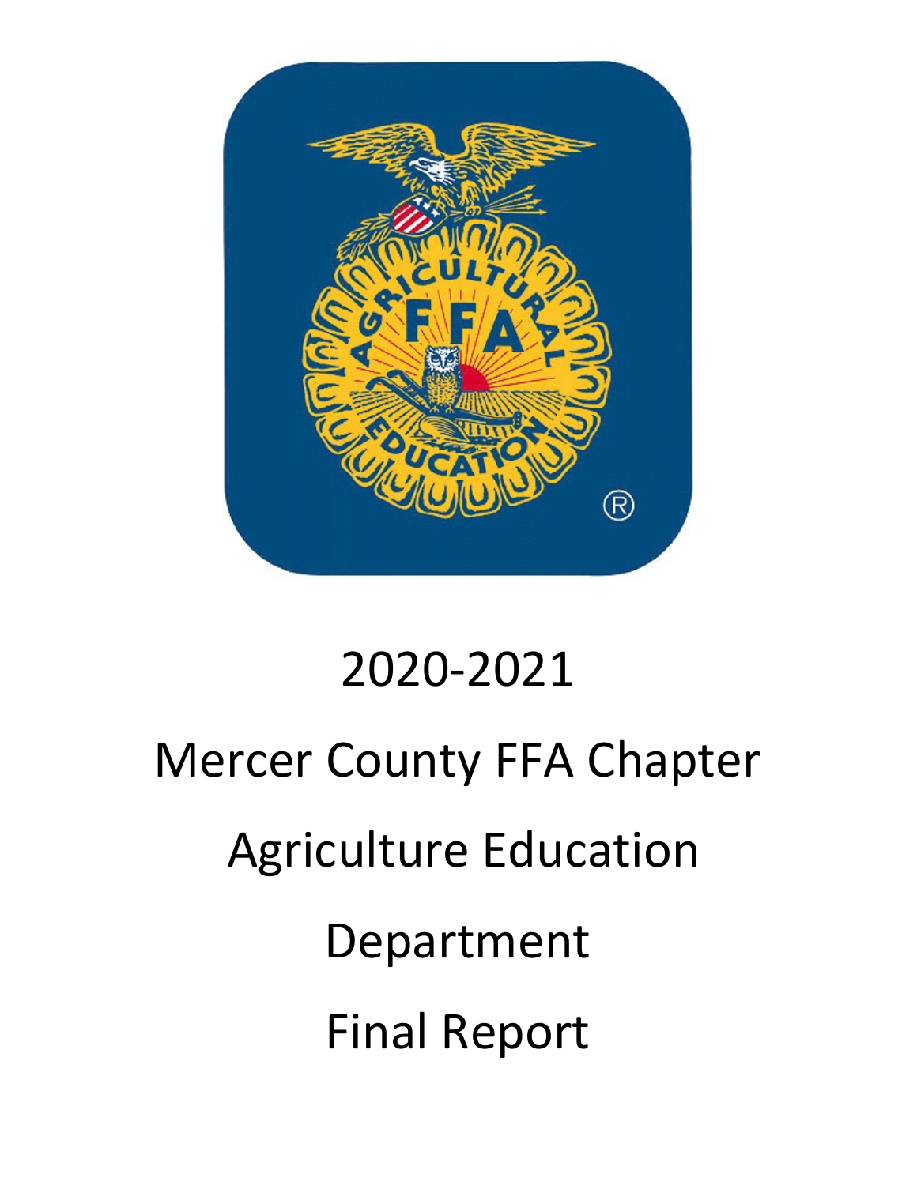# 2020-2021

# Mercer County FFA Chapter

# Agriculture Education

# Department

# Final Report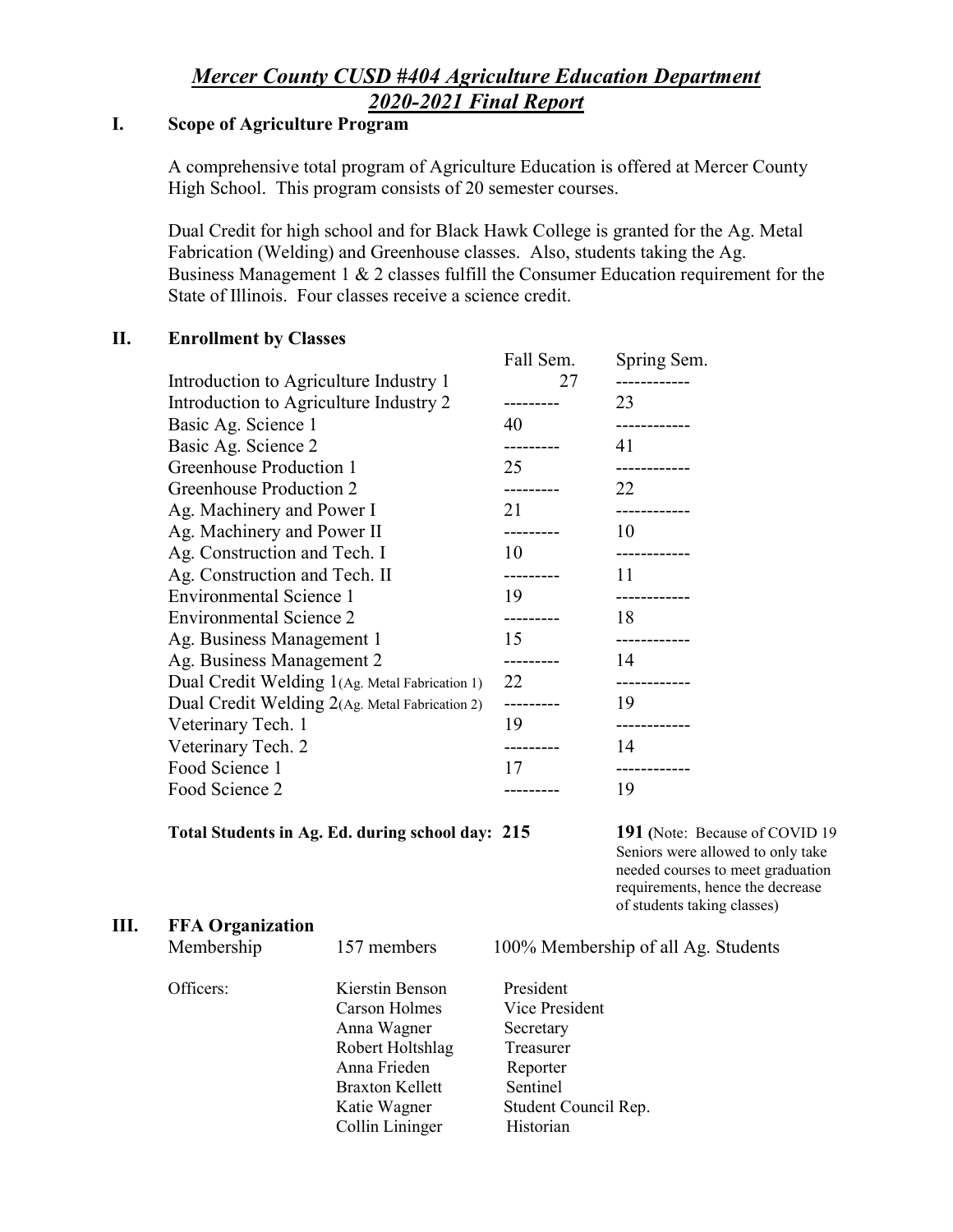# *Mercer County CUSD #404 Agriculture Education Department*
# *2020-2021 Final Report*

## I. Scope of Agriculture Program

A comprehensive total program of Agriculture Education is offered at Mercer County High School. This program consists of 20 semester courses.

Dual Credit for high school and for Black Hawk College is granted for the Ag. Metal Fabrication (Welding) and Greenhouse classes. Also, students taking the Ag. Business Management 1 & 2 classes fulfill the Consumer Education requirement for the State of Illinois. Four classes receive a science credit.

## II. Enrollment by Classes

| | Fall Sem. | Spring Sem. |
|---|---|---|
| Introduction to Agriculture Industry 1 | 27 | ------------ |
| Introduction to Agriculture Industry 2 | --------- | 23 |
| Basic Ag. Science 1 | 40 | ------------ |
| Basic Ag. Science 2 | --------- | 41 |
| Greenhouse Production 1 | 25 | ------------ |
| Greenhouse Production 2 | --------- | 22 |
| Ag. Machinery and Power I | 21 | ------------ |
| Ag. Machinery and Power II | --------- | 10 |
| Ag. Construction and Tech. I | 10 | ------------ |
| Ag. Construction and Tech. II | --------- | 11 |
| Environmental Science 1 | 19 | ------------ |
| Environmental Science 2 | --------- | 18 |
| Ag. Business Management 1 | 15 | ------------ |
| Ag. Business Management 2 | --------- | 14 |
| Dual Credit Welding 1 (Ag. Metal Fabrication 1) | 22 | ------------ |
| Dual Credit Welding 2 (Ag. Metal Fabrication 2) | --------- | 19 |
| Veterinary Tech. 1 | 19 | ------------ |
| Veterinary Tech. 2 | --------- | 14 |
| Food Science 1 | 17 | ------------ |
| Food Science 2 | --------- | 19 |
| **Total Students in Ag. Ed. during school day:** | **215** | **191** (Note: Because of COVID 19 Seniors were allowed to only take needed courses to meet graduation requirements, hence the decrease of students taking classes) |

## III. FFA Organization

Membership: 157 members — 100% Membership of all Ag. Students

Officers:

| Name | Office |
|---|---|
| Kierstin Benson | President |
| Carson Holmes | Vice President |
| Anna Wagner | Secretary |
| Robert Holtshlag | Treasurer |
| Anna Frieden | Reporter |
| Braxton Kellett | Sentinel |
| Katie Wagner | Student Council Rep. |
| Collin Lininger | Historian |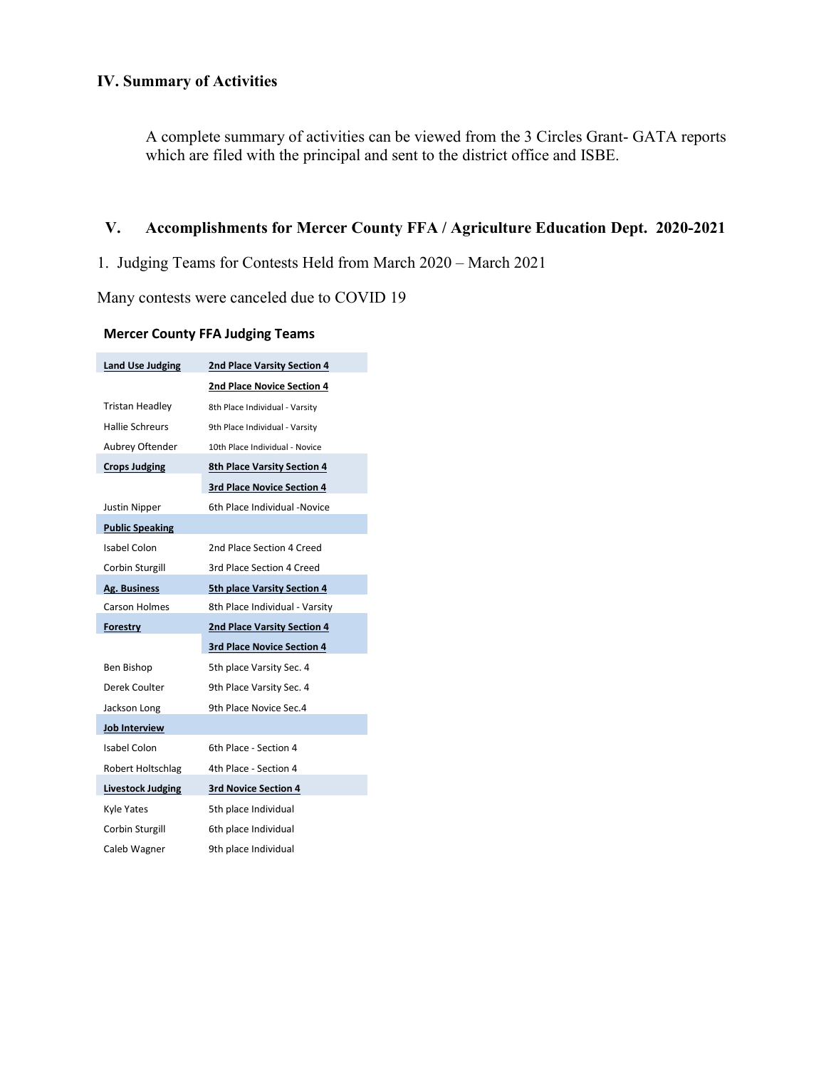## IV. Summary of Activities

A complete summary of activities can be viewed from the 3 Circles Grant- GATA reports which are filed with the principal and sent to the district office and ISBE.

## V. Accomplishments for Mercer County FFA / Agriculture Education Dept. 2020-2021

1. Judging Teams for Contests Held from March 2020 – March 2021

Many contests were canceled due to COVID 19

**Mercer County FFA Judging Teams**

| **Land Use Judging** | **2nd Place Varsity Section 4** |
|---|---|
| | **2nd Place Novice Section 4** |
| Tristan Headley | 8th Place Individual - Varsity |
| Hallie Schreurs | 9th Place Individual - Varsity |
| Aubrey Oftender | 10th Place Individual - Novice |
| **Crops Judging** | **8th Place Varsity Section 4** |
| | **3rd Place Novice Section 4** |
| Justin Nipper | 6th Place Individual -Novice |
| **Public Speaking** | |
| Isabel Colon | 2nd Place Section 4 Creed |
| Corbin Sturgill | 3rd Place Section 4 Creed |
| **Ag. Business** | **5th place Varsity Section 4** |
| Carson Holmes | 8th Place Individual - Varsity |
| **Forestry** | **2nd Place Varsity Section 4** |
| | **3rd Place Novice Section 4** |
| Ben Bishop | 5th place Varsity Sec. 4 |
| Derek Coulter | 9th Place Varsity Sec. 4 |
| Jackson Long | 9th Place Novice Sec.4 |
| **Job Interview** | |
| Isabel Colon | 6th Place - Section 4 |
| Robert Holtschlag | 4th Place - Section 4 |
| **Livestock Judging** | **3rd Novice Section 4** |
| Kyle Yates | 5th place Individual |
| Corbin Sturgill | 6th place Individual |
| Caleb Wagner | 9th place Individual |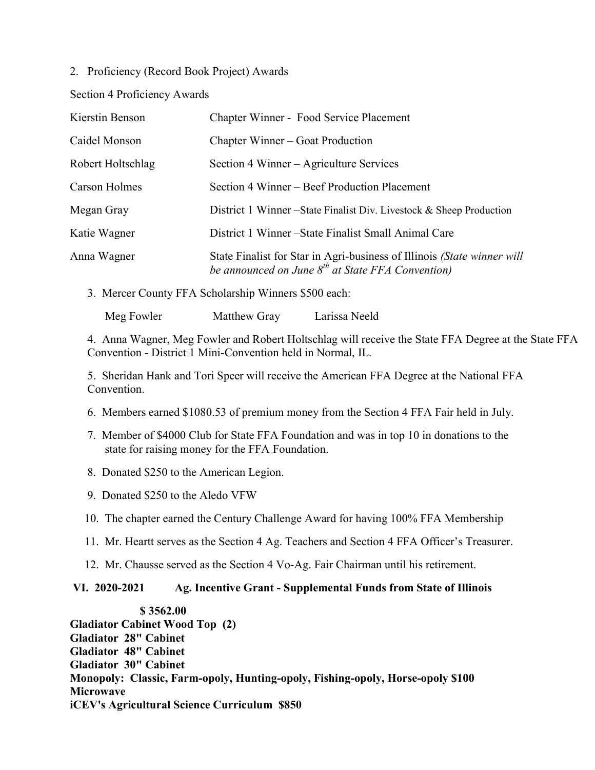2. Proficiency (Record Book Project) Awards

Section 4 Proficiency Awards

| | |
|---|---|
| Kierstin Benson | Chapter Winner - Food Service Placement |
| Caidel Monson | Chapter Winner – Goat Production |
| Robert Holtschlag | Section 4 Winner – Agriculture Services |
| Carson Holmes | Section 4 Winner – Beef Production Placement |
| Megan Gray | District 1 Winner –State Finalist Div. Livestock & Sheep Production |
| Katie Wagner | District 1 Winner –State Finalist Small Animal Care |
| Anna Wagner | State Finalist for Star in Agri-business of Illinois *(State winner will be announced on June 8th at State FFA Convention)* |

3. Mercer County FFA Scholarship Winners $500 each:

Meg Fowler Matthew Gray Larissa Neeld

4. Anna Wagner, Meg Fowler and Robert Holtschlag will receive the State FFA Degree at the State FFA Convention - District 1 Mini-Convention held in Normal, IL.

5. Sheridan Hank and Tori Speer will receive the American FFA Degree at the National FFA Convention.

6. Members earned $1080.53 of premium money from the Section 4 FFA Fair held in July.

7. Member of $4000 Club for State FFA Foundation and was in top 10 in donations to the state for raising money for the FFA Foundation.

8. Donated $250 to the American Legion.

9. Donated $250 to the Aledo VFW

10. The chapter earned the Century Challenge Award for having 100% FFA Membership

11. Mr. Heartt serves as the Section 4 Ag. Teachers and Section 4 FFA Officer's Treasurer.

12. Mr. Chausse served as the Section 4 Vo-Ag. Fair Chairman until his retirement.

**VI. 2020-2021 Ag. Incentive Grant - Supplemental Funds from State of Illinois**

**$ 3562.00**

**Gladiator Cabinet Wood Top (2)**
**Gladiator 28" Cabinet**
**Gladiator 48" Cabinet**
**Gladiator 30" Cabinet**
**Monopoly: Classic, Farm-opoly, Hunting-opoly, Fishing-opoly, Horse-opoly $100**
**Microwave**
**iCEV's Agricultural Science Curriculum $850**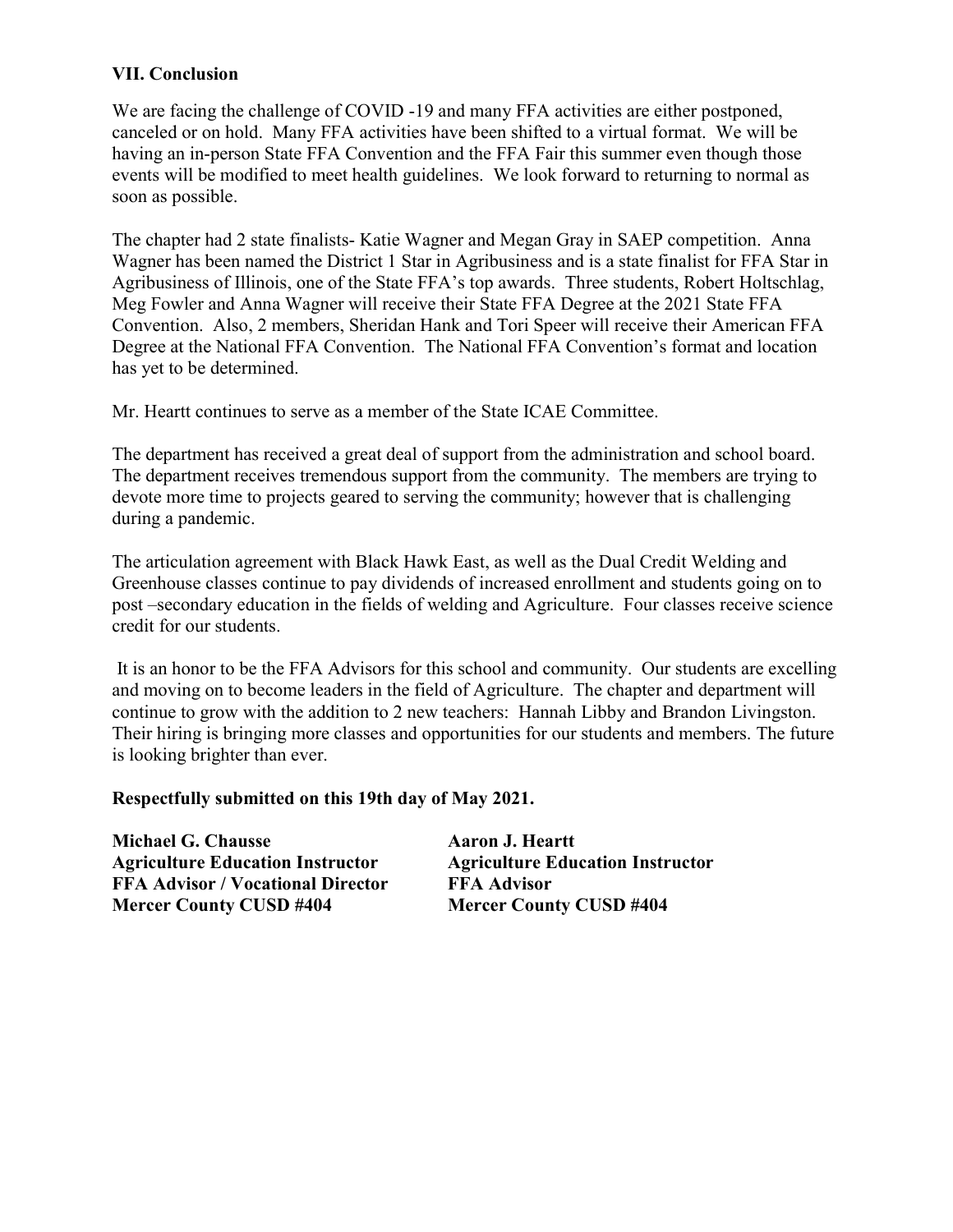### VII. Conclusion

We are facing the challenge of COVID -19 and many FFA activities are either postponed, canceled or on hold. Many FFA activities have been shifted to a virtual format. We will be having an in-person State FFA Convention and the FFA Fair this summer even though those events will be modified to meet health guidelines. We look forward to returning to normal as soon as possible.

The chapter had 2 state finalists- Katie Wagner and Megan Gray in SAEP competition. Anna Wagner has been named the District 1 Star in Agribusiness and is a state finalist for FFA Star in Agribusiness of Illinois, one of the State FFA's top awards. Three students, Robert Holtschlag, Meg Fowler and Anna Wagner will receive their State FFA Degree at the 2021 State FFA Convention. Also, 2 members, Sheridan Hank and Tori Speer will receive their American FFA Degree at the National FFA Convention. The National FFA Convention's format and location has yet to be determined.

Mr. Heartt continues to serve as a member of the State ICAE Committee.

The department has received a great deal of support from the administration and school board. The department receives tremendous support from the community. The members are trying to devote more time to projects geared to serving the community; however that is challenging during a pandemic.

The articulation agreement with Black Hawk East, as well as the Dual Credit Welding and Greenhouse classes continue to pay dividends of increased enrollment and students going on to post –secondary education in the fields of welding and Agriculture. Four classes receive science credit for our students.

It is an honor to be the FFA Advisors for this school and community. Our students are excelling and moving on to become leaders in the field of Agriculture. The chapter and department will continue to grow with the addition to 2 new teachers: Hannah Libby and Brandon Livingston. Their hiring is bringing more classes and opportunities for our students and members. The future is looking brighter than ever.

**Respectfully submitted on this 19th day of May 2021.**

**Michael G. Chausse**
**Agriculture Education Instructor**
**FFA Advisor / Vocational Director**
**Mercer County CUSD #404**

**Aaron J. Heartt**
**Agriculture Education Instructor**
**FFA Advisor**
**Mercer County CUSD #404**